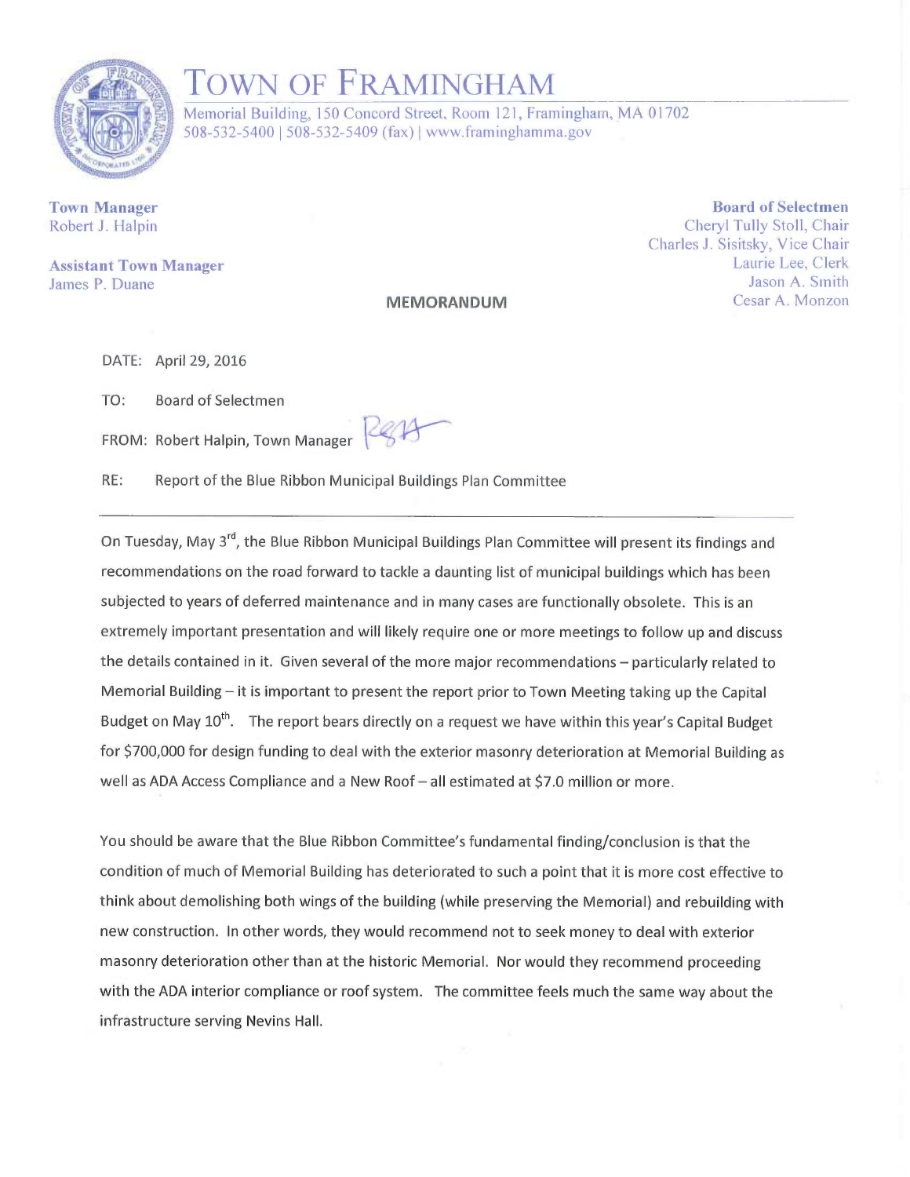# TOWN OF FRAMINGHAM

Memorial Building, 150 Concord Street, Room 121, Framingham, MA 01702
508-532-5400 | 508-532-5409 (fax) | www.framinghamma.gov

**Town Manager**
Robert J. Halpin

**Assistant Town Manager**
James P. Duane

**Board of Selectmen**
Cheryl Tully Stoll, Chair
Charles J. Sisitsky, Vice Chair
Laurie Lee, Clerk
Jason A. Smith
Cesar A. Monzon

**MEMORANDUM**

DATE: April 29, 2016

TO: Board of Selectmen

FROM: Robert Halpin, Town Manager

RE: Report of the Blue Ribbon Municipal Buildings Plan Committee

---

On Tuesday, May 3rd, the Blue Ribbon Municipal Buildings Plan Committee will present its findings and recommendations on the road forward to tackle a daunting list of municipal buildings which has been subjected to years of deferred maintenance and in many cases are functionally obsolete. This is an extremely important presentation and will likely require one or more meetings to follow up and discuss the details contained in it. Given several of the more major recommendations – particularly related to Memorial Building – it is important to present the report prior to Town Meeting taking up the Capital Budget on May 10th. The report bears directly on a request we have within this year's Capital Budget for $700,000 for design funding to deal with the exterior masonry deterioration at Memorial Building as well as ADA Access Compliance and a New Roof – all estimated at $7.0 million or more.

You should be aware that the Blue Ribbon Committee's fundamental finding/conclusion is that the condition of much of Memorial Building has deteriorated to such a point that it is more cost effective to think about demolishing both wings of the building (while preserving the Memorial) and rebuilding with new construction. In other words, they would recommend not to seek money to deal with exterior masonry deterioration other than at the historic Memorial. Nor would they recommend proceeding with the ADA interior compliance or roof system. The committee feels much the same way about the infrastructure serving Nevins Hall.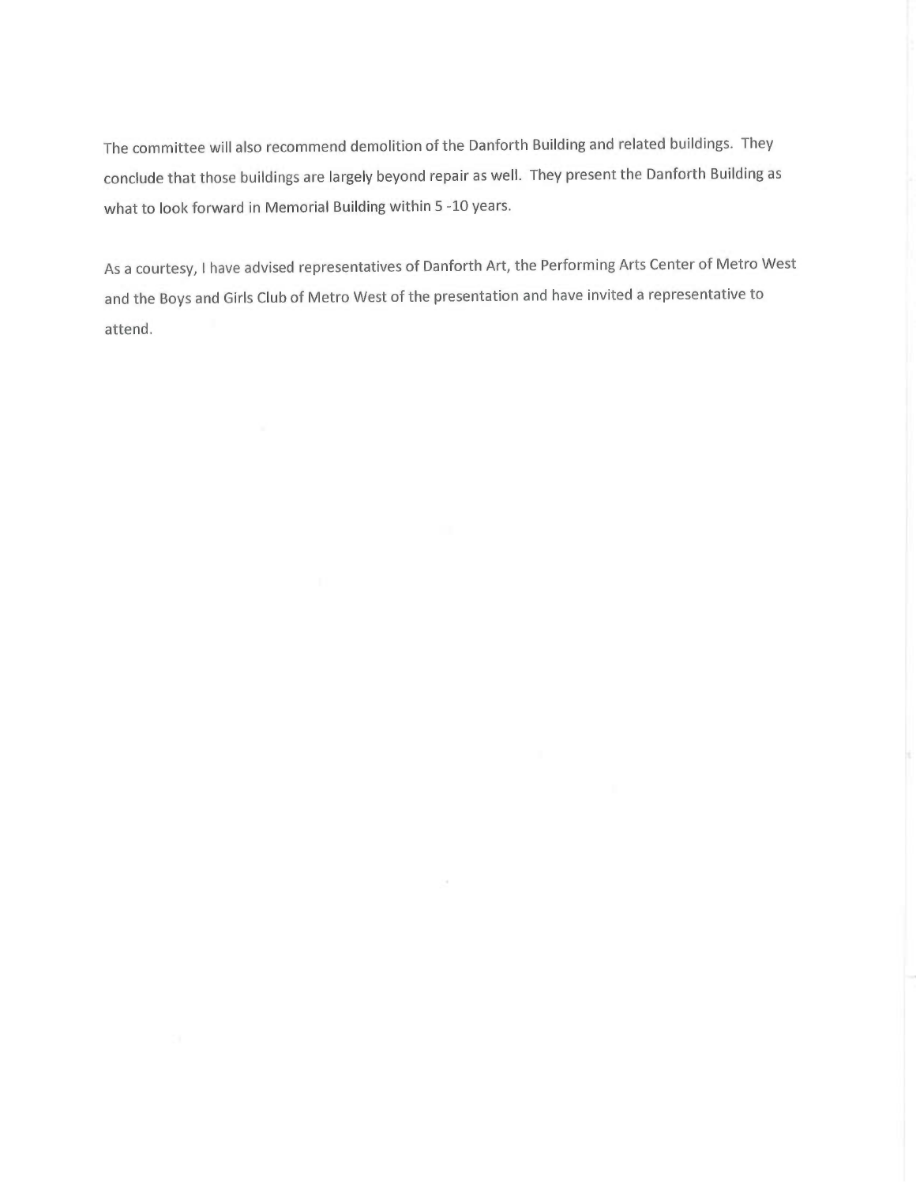The committee will also recommend demolition of the Danforth Building and related buildings. They conclude that those buildings are largely beyond repair as well. They present the Danforth Building as what to look forward in Memorial Building within 5 -10 years.

As a courtesy, I have advised representatives of Danforth Art, the Performing Arts Center of Metro West and the Boys and Girls Club of Metro West of the presentation and have invited a representative to attend.